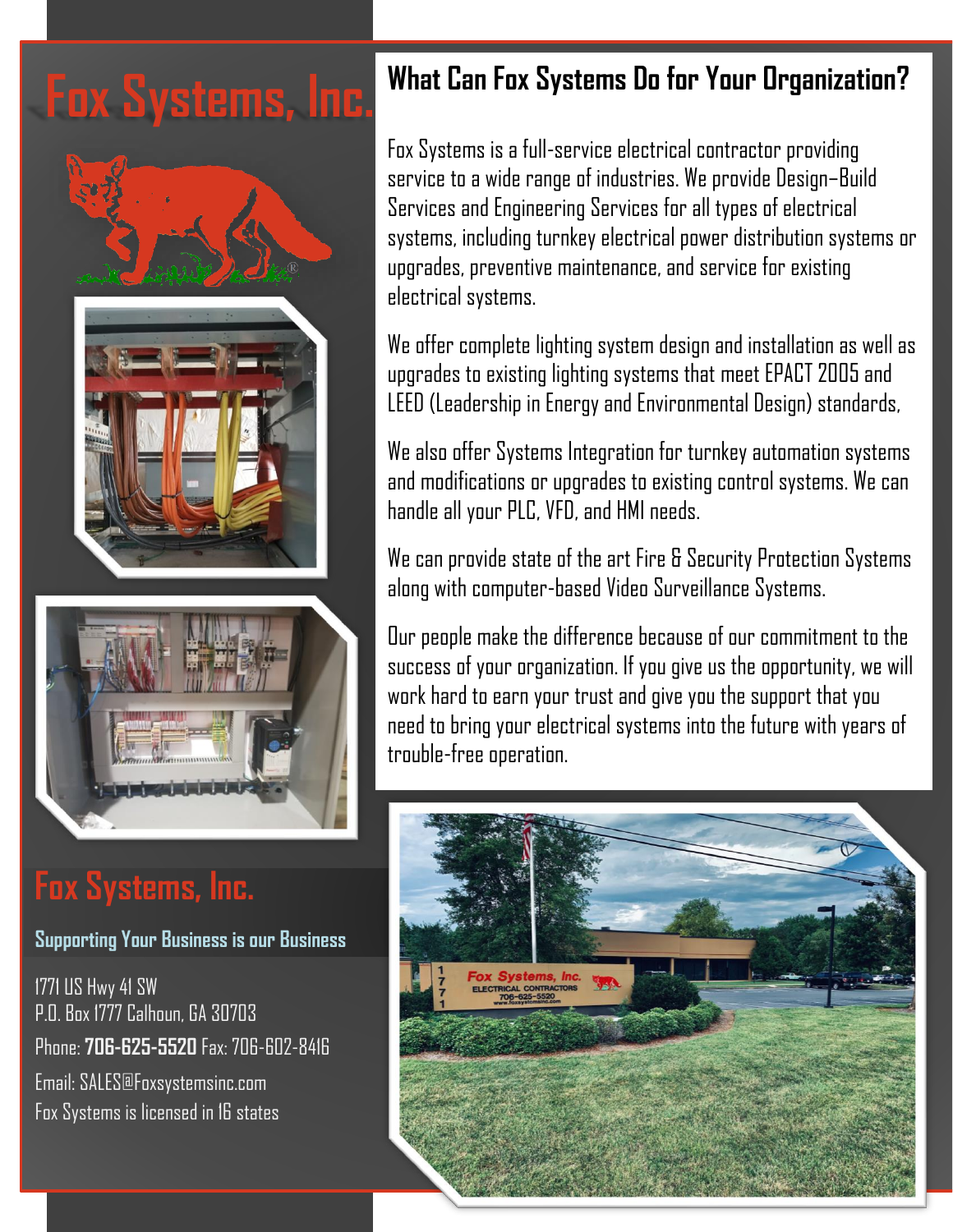# Fox Systems, Inc.

## What Can Fox Systems Do for Your Organization?

Fox Systems is a full-service electrical contractor providing service to a wide range of industries. We provide Design–Build Services and Engineering Services for all types of electrical systems, including turnkey electrical power distribution systems or upgrades, preventive maintenance, and service for existing electrical systems.

We offer complete lighting system design and installation as well as upgrades to existing lighting systems that meet EPACT 2005 and LEED (Leadership in Energy and Environmental Design) standards,

We also offer Systems Integration for turnkey automation systems and modifications or upgrades to existing control systems. We can handle all your PLC, VFD, and HMI needs.

We can provide state of the art Fire & Security Protection Systems along with computer-based Video Surveillance Systems.

Our people make the difference because of our commitment to the success of your organization. If you give us the opportunity, we will work hard to earn your trust and give you the support that you need to bring your electrical systems into the future with years of trouble-free operation.

## Fox Systems, Inc.

### Supporting Your Business is our Business

1771 US Hwy 41 SW
P.O. Box 1777 Calhoun, GA 30703

Phone: **706-625-5520** Fax: 706-602-8416

Email: SALES@Foxsystemsinc.com

Fox Systems is licensed in 16 states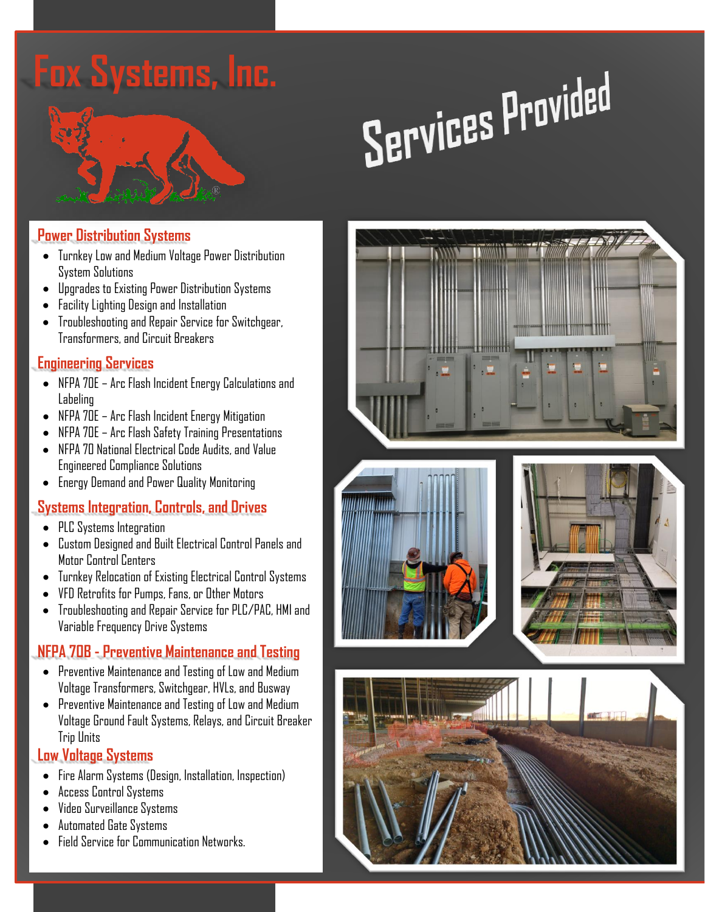# Fox Systems, Inc.

# Services Provided

## Power Distribution Systems

- Turnkey Low and Medium Voltage Power Distribution System Solutions
- Upgrades to Existing Power Distribution Systems
- Facility Lighting Design and Installation
- Troubleshooting and Repair Service for Switchgear, Transformers, and Circuit Breakers

## Engineering Services

- NFPA 70E – Arc Flash Incident Energy Calculations and Labeling
- NFPA 70E – Arc Flash Incident Energy Mitigation
- NFPA 70E – Arc Flash Safety Training Presentations
- NFPA 70 National Electrical Code Audits, and Value Engineered Compliance Solutions
- Energy Demand and Power Quality Monitoring

## Systems Integration, Controls, and Drives

- PLC Systems Integration
- Custom Designed and Built Electrical Control Panels and Motor Control Centers
- Turnkey Relocation of Existing Electrical Control Systems
- VFD Retrofits for Pumps, Fans, or Other Motors
- Troubleshooting and Repair Service for PLC/PAC, HMI and Variable Frequency Drive Systems

## NFPA 70B - Preventive Maintenance and Testing

- Preventive Maintenance and Testing of Low and Medium Voltage Transformers, Switchgear, HVLs, and Busway
- Preventive Maintenance and Testing of Low and Medium Voltage Ground Fault Systems, Relays, and Circuit Breaker Trip Units

## Low Voltage Systems

- Fire Alarm Systems (Design, Installation, Inspection)
- Access Control Systems
- Video Surveillance Systems
- Automated Gate Systems
- Field Service for Communication Networks.